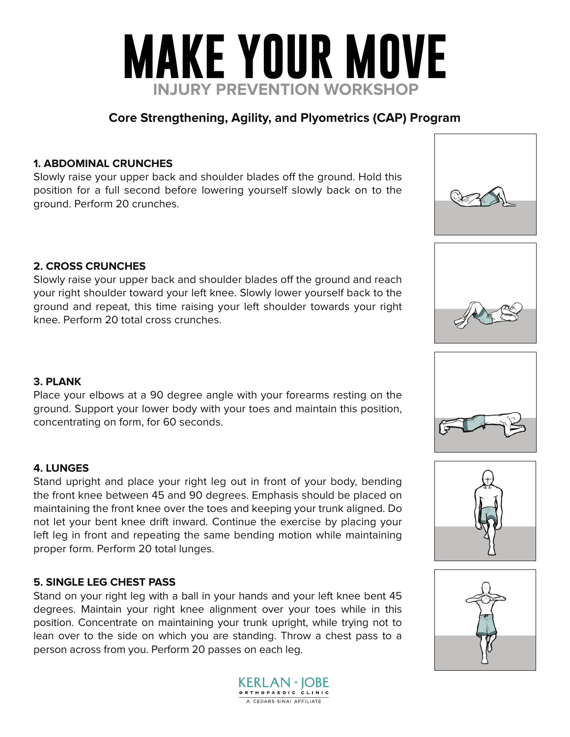# MAKE YOUR MOVE

## INJURY PREVENTION WORKSHOP

### Core Strengthening, Agility, and Plyometrics (CAP) Program

**1. ABDOMINAL CRUNCHES**

Slowly raise your upper back and shoulder blades off the ground. Hold this position for a full second before lowering yourself slowly back on to the ground. Perform 20 crunches.

**2. CROSS CRUNCHES**

Slowly raise your upper back and shoulder blades off the ground and reach your right shoulder toward your left knee. Slowly lower yourself back to the ground and repeat, this time raising your left shoulder towards your right knee. Perform 20 total cross crunches.

**3. PLANK**

Place your elbows at a 90 degree angle with your forearms resting on the ground. Support your lower body with your toes and maintain this position, concentrating on form, for 60 seconds.

**4. LUNGES**

Stand upright and place your right leg out in front of your body, bending the front knee between 45 and 90 degrees. Emphasis should be placed on maintaining the front knee over the toes and keeping your trunk aligned. Do not let your bent knee drift inward. Continue the exercise by placing your left leg in front and repeating the same bending motion while maintaining proper form. Perform 20 total lunges.

**5. SINGLE LEG CHEST PASS**

Stand on your right leg with a ball in your hands and your left knee bent 45 degrees. Maintain your right knee alignment over your toes while in this position. Concentrate on maintaining your trunk upright, while trying not to lean over to the side on which you are standing. Throw a chest pass to a person across from you. Perform 20 passes on each leg.

KERLAN - JOBE
ORTHOPAEDIC CLINIC
A CEDARS-SINAI AFFILIATE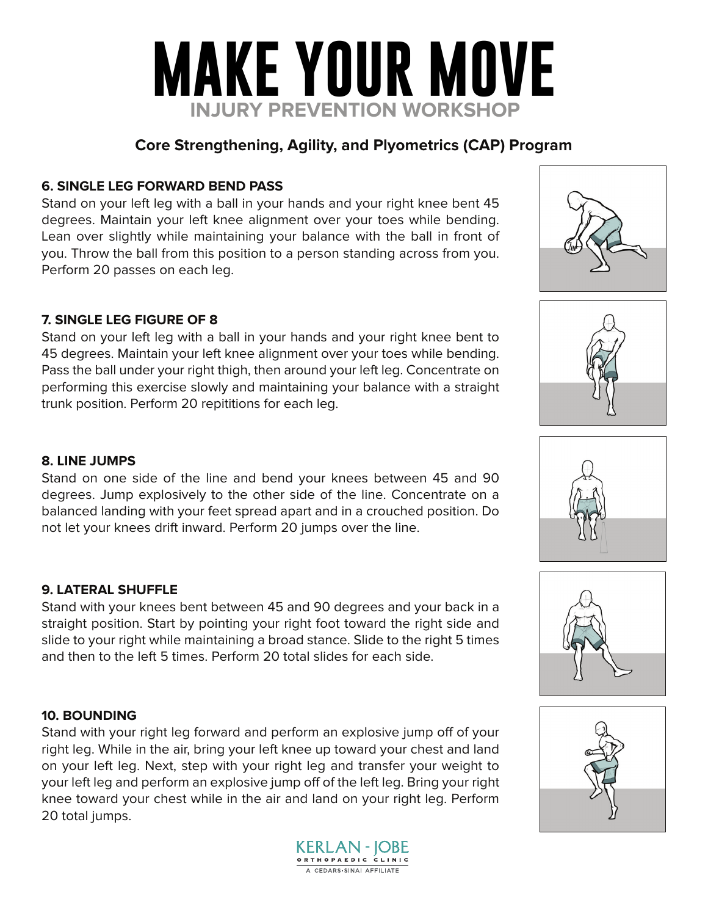# MAKE YOUR MOVE

## INJURY PREVENTION WORKSHOP

### Core Strengthening, Agility, and Plyometrics (CAP) Program

**6. SINGLE LEG FORWARD BEND PASS**

Stand on your left leg with a ball in your hands and your right knee bent 45 degrees. Maintain your left knee alignment over your toes while bending. Lean over slightly while maintaining your balance with the ball in front of you. Throw the ball from this position to a person standing across from you. Perform 20 passes on each leg.

**7. SINGLE LEG FIGURE OF 8**

Stand on your left leg with a ball in your hands and your right knee bent to 45 degrees. Maintain your left knee alignment over your toes while bending. Pass the ball under your right thigh, then around your left leg. Concentrate on performing this exercise slowly and maintaining your balance with a straight trunk position. Perform 20 repititions for each leg.

**8. LINE JUMPS**

Stand on one side of the line and bend your knees between 45 and 90 degrees. Jump explosively to the other side of the line. Concentrate on a balanced landing with your feet spread apart and in a crouched position. Do not let your knees drift inward. Perform 20 jumps over the line.

**9. LATERAL SHUFFLE**

Stand with your knees bent between 45 and 90 degrees and your back in a straight position. Start by pointing your right foot toward the right side and slide to your right while maintaining a broad stance. Slide to the right 5 times and then to the left 5 times. Perform 20 total slides for each side.

**10. BOUNDING**

Stand with your right leg forward and perform an explosive jump off of your right leg. While in the air, bring your left knee up toward your chest and land on your left leg. Next, step with your right leg and transfer your weight to your left leg and perform an explosive jump off of the left leg. Bring your right knee toward your chest while in the air and land on your right leg. Perform 20 total jumps.

KERLAN - JOBE
ORTHOPAEDIC CLINIC
A CEDARS-SINAI AFFILIATE